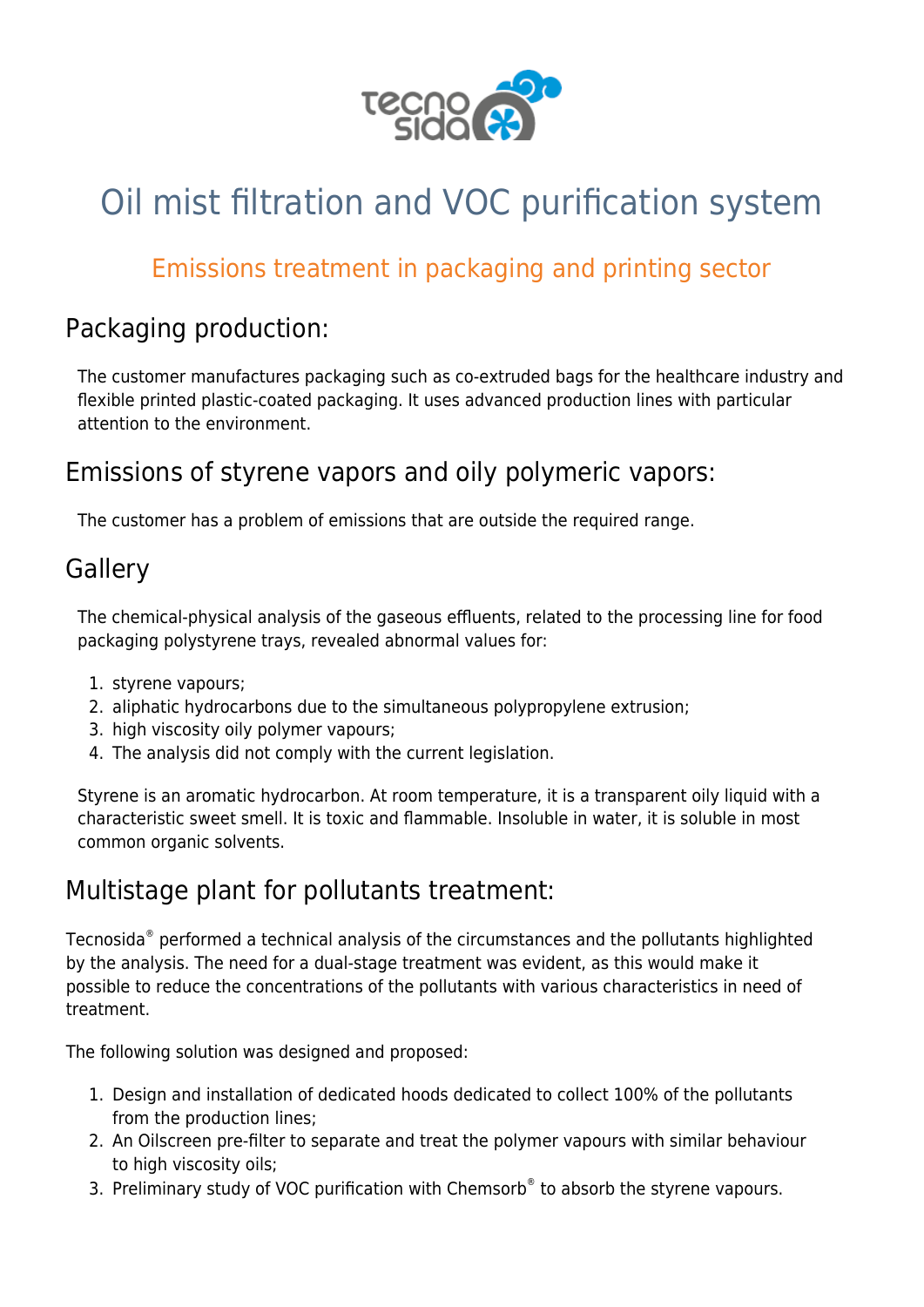# Oil mist filtration and VOC purification system

## Emissions treatment in packaging and printing sector

## Packaging production:

The customer manufactures packaging such as co-extruded bags for the healthcare industry and flexible printed plastic-coated packaging. It uses advanced production lines with particular attention to the environment.

## Emissions of styrene vapors and oily polymeric vapors:

The customer has a problem of emissions that are outside the required range.

## Gallery

The chemical-physical analysis of the gaseous effluents, related to the processing line for food packaging polystyrene trays, revealed abnormal values for:

1. styrene vapours;
2. aliphatic hydrocarbons due to the simultaneous polypropylene extrusion;
3. high viscosity oily polymer vapours;
4. The analysis did not comply with the current legislation.

Styrene is an aromatic hydrocarbon. At room temperature, it is a transparent oily liquid with a characteristic sweet smell. It is toxic and flammable. Insoluble in water, it is soluble in most common organic solvents.

## Multistage plant for pollutants treatment:

Tecnosida® performed a technical analysis of the circumstances and the pollutants highlighted by the analysis. The need for a dual-stage treatment was evident, as this would make it possible to reduce the concentrations of the pollutants with various characteristics in need of treatment.

The following solution was designed and proposed:

1. Design and installation of dedicated hoods dedicated to collect 100% of the pollutants from the production lines;
2. An Oilscreen pre-filter to separate and treat the polymer vapours with similar behaviour to high viscosity oils;
3. Preliminary study of VOC purification with Chemsorb® to absorb the styrene vapours.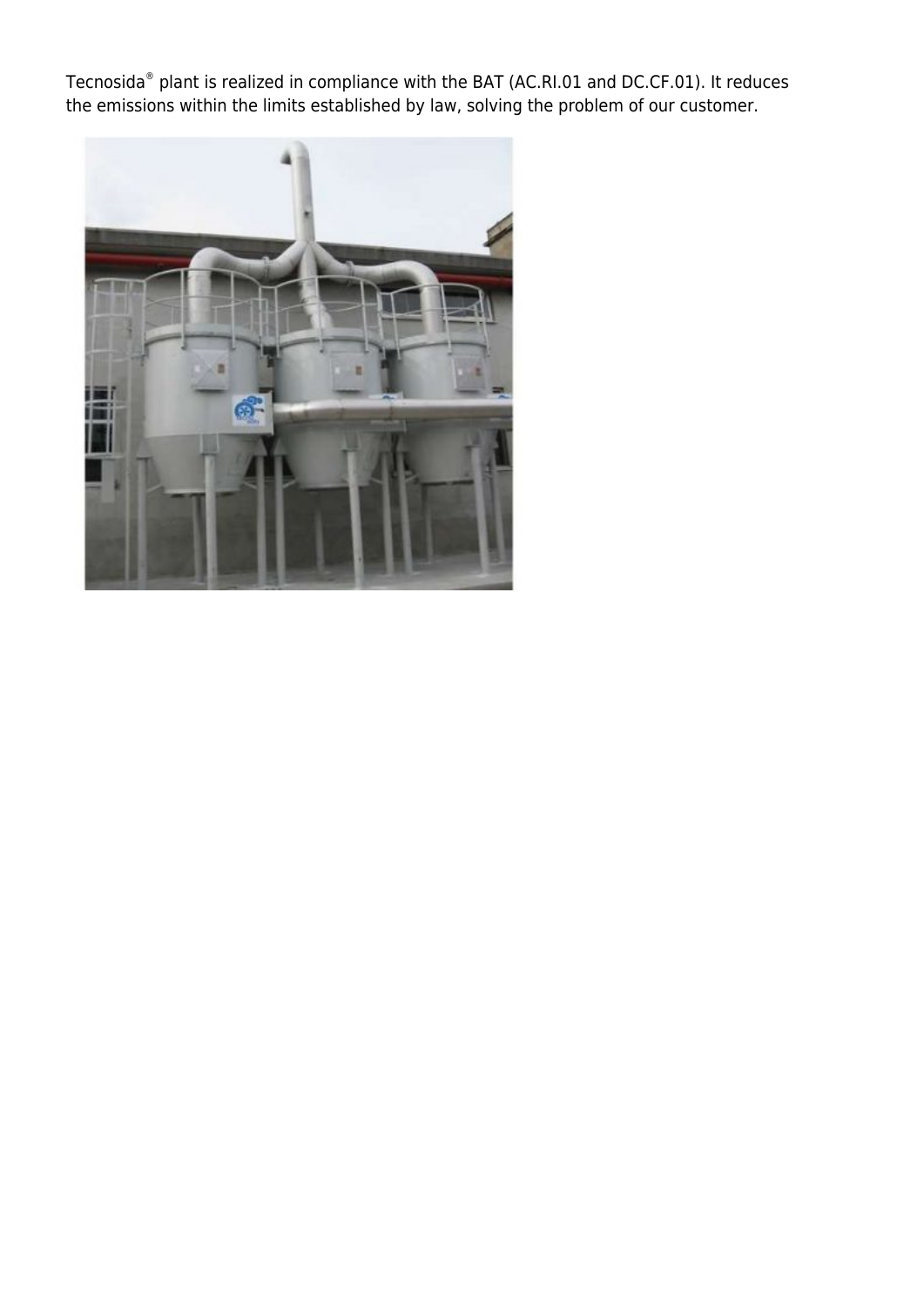Tecnosida® plant is realized in compliance with the BAT (AC.RI.01 and DC.CF.01). It reduces the emissions within the limits established by law, solving the problem of our customer.